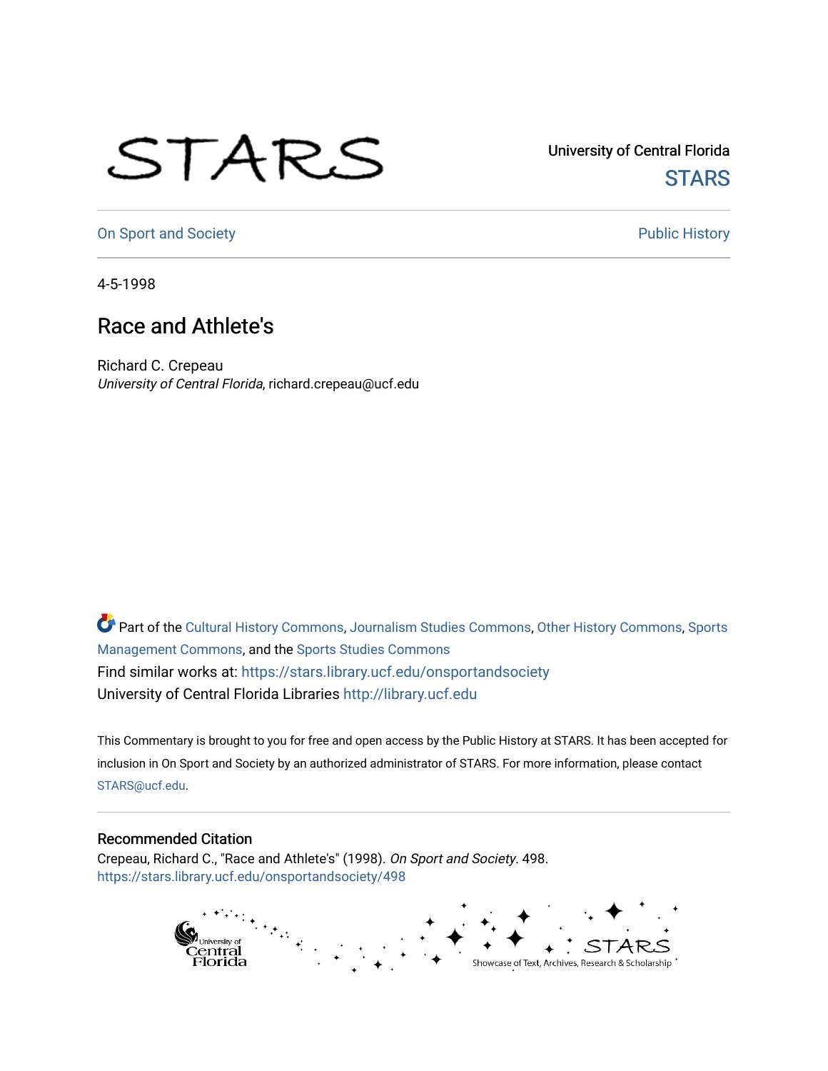University of Central Florida

STARS

On Sport and Society

Public History

4-5-1998

# Race and Athlete's

Richard C. Crepeau
*University of Central Florida*, richard.crepeau@ucf.edu

Part of the Cultural History Commons, Journalism Studies Commons, Other History Commons, Sports Management Commons, and the Sports Studies Commons

Find similar works at: https://stars.library.ucf.edu/onsportandsociety

University of Central Florida Libraries http://library.ucf.edu

This Commentary is brought to you for free and open access by the Public History at STARS. It has been accepted for inclusion in On Sport and Society by an authorized administrator of STARS. For more information, please contact STARS@ucf.edu.

## Recommended Citation

Crepeau, Richard C., "Race and Athlete's" (1998). *On Sport and Society*. 498.
https://stars.library.ucf.edu/onsportandsociety/498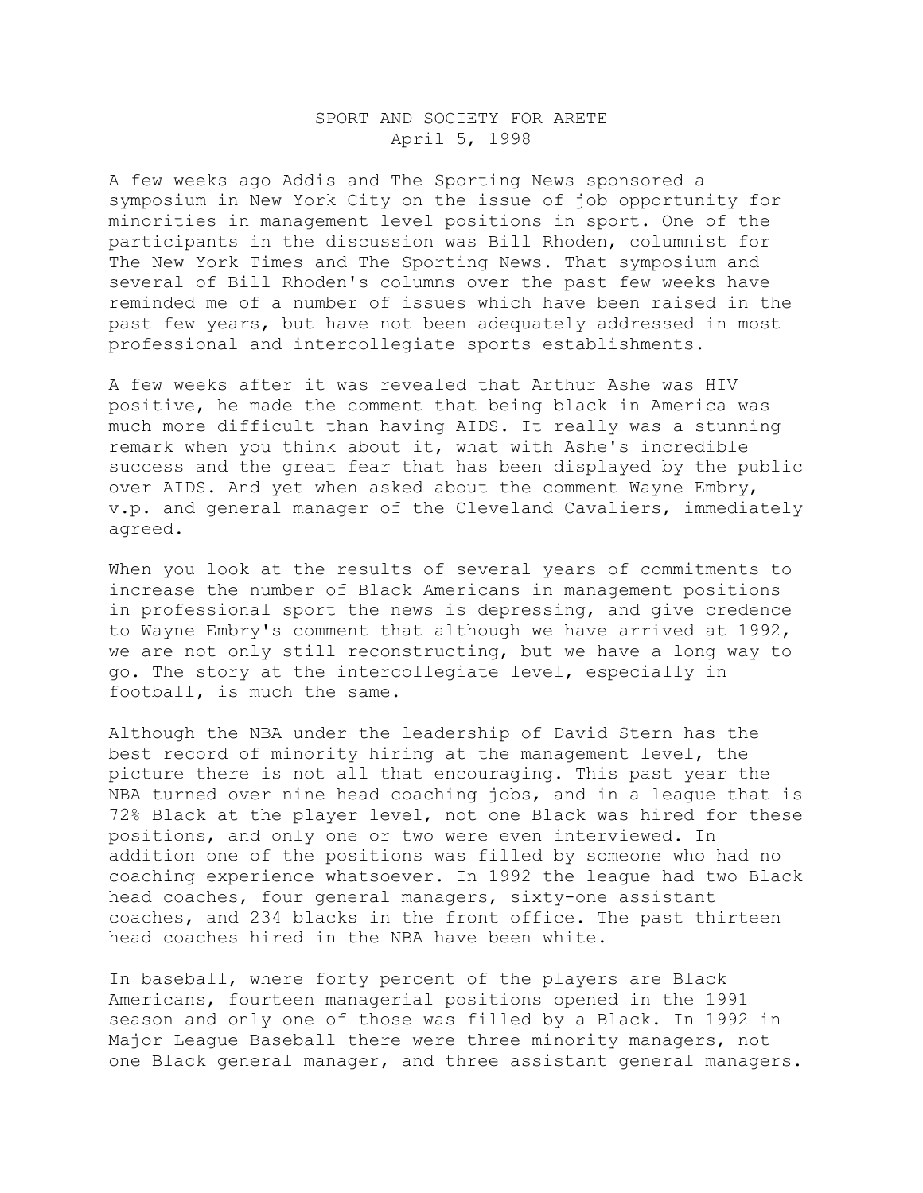SPORT AND SOCIETY FOR ARETE
April 5, 1998

A few weeks ago Addis and The Sporting News sponsored a symposium in New York City on the issue of job opportunity for minorities in management level positions in sport. One of the participants in the discussion was Bill Rhoden, columnist for The New York Times and The Sporting News. That symposium and several of Bill Rhoden's columns over the past few weeks have reminded me of a number of issues which have been raised in the past few years, but have not been adequately addressed in most professional and intercollegiate sports establishments.

A few weeks after it was revealed that Arthur Ashe was HIV positive, he made the comment that being black in America was much more difficult than having AIDS. It really was a stunning remark when you think about it, what with Ashe's incredible success and the great fear that has been displayed by the public over AIDS. And yet when asked about the comment Wayne Embry, v.p. and general manager of the Cleveland Cavaliers, immediately agreed.

When you look at the results of several years of commitments to increase the number of Black Americans in management positions in professional sport the news is depressing, and give credence to Wayne Embry's comment that although we have arrived at 1992, we are not only still reconstructing, but we have a long way to go. The story at the intercollegiate level, especially in football, is much the same.

Although the NBA under the leadership of David Stern has the best record of minority hiring at the management level, the picture there is not all that encouraging. This past year the NBA turned over nine head coaching jobs, and in a league that is 72% Black at the player level, not one Black was hired for these positions, and only one or two were even interviewed. In addition one of the positions was filled by someone who had no coaching experience whatsoever. In 1992 the league had two Black head coaches, four general managers, sixty-one assistant coaches, and 234 blacks in the front office. The past thirteen head coaches hired in the NBA have been white.

In baseball, where forty percent of the players are Black Americans, fourteen managerial positions opened in the 1991 season and only one of those was filled by a Black. In 1992 in Major League Baseball there were three minority managers, not one Black general manager, and three assistant general managers.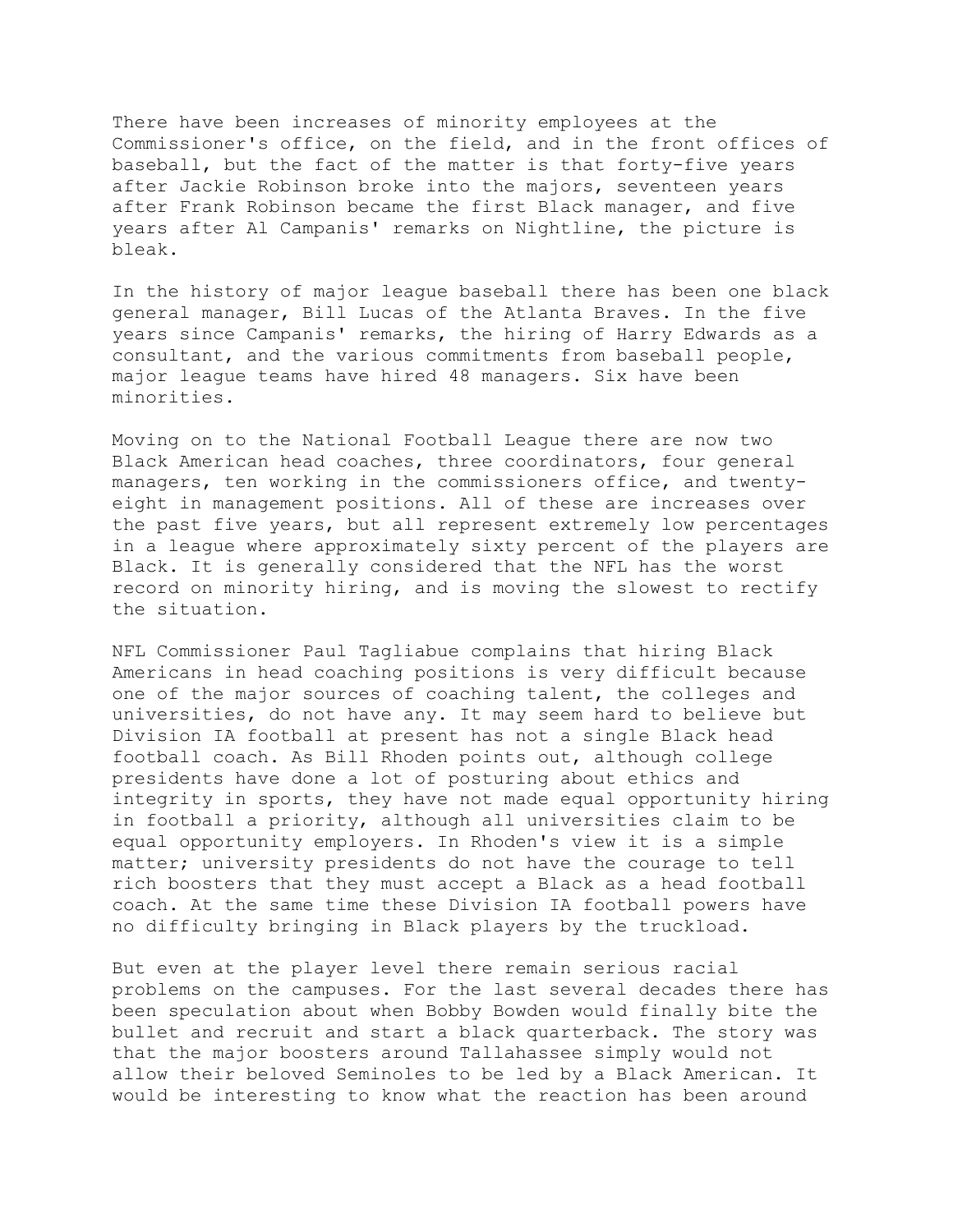There have been increases of minority employees at the Commissioner's office, on the field, and in the front offices of baseball, but the fact of the matter is that forty-five years after Jackie Robinson broke into the majors, seventeen years after Frank Robinson became the first Black manager, and five years after Al Campanis' remarks on Nightline, the picture is bleak.

In the history of major league baseball there has been one black general manager, Bill Lucas of the Atlanta Braves. In the five years since Campanis' remarks, the hiring of Harry Edwards as a consultant, and the various commitments from baseball people, major league teams have hired 48 managers. Six have been minorities.

Moving on to the National Football League there are now two Black American head coaches, three coordinators, four general managers, ten working in the commissioners office, and twenty-eight in management positions. All of these are increases over the past five years, but all represent extremely low percentages in a league where approximately sixty percent of the players are Black. It is generally considered that the NFL has the worst record on minority hiring, and is moving the slowest to rectify the situation.

NFL Commissioner Paul Tagliabue complains that hiring Black Americans in head coaching positions is very difficult because one of the major sources of coaching talent, the colleges and universities, do not have any. It may seem hard to believe but Division IA football at present has not a single Black head football coach. As Bill Rhoden points out, although college presidents have done a lot of posturing about ethics and integrity in sports, they have not made equal opportunity hiring in football a priority, although all universities claim to be equal opportunity employers. In Rhoden's view it is a simple matter; university presidents do not have the courage to tell rich boosters that they must accept a Black as a head football coach. At the same time these Division IA football powers have no difficulty bringing in Black players by the truckload.

But even at the player level there remain serious racial problems on the campuses. For the last several decades there has been speculation about when Bobby Bowden would finally bite the bullet and recruit and start a black quarterback. The story was that the major boosters around Tallahassee simply would not allow their beloved Seminoles to be led by a Black American. It would be interesting to know what the reaction has been around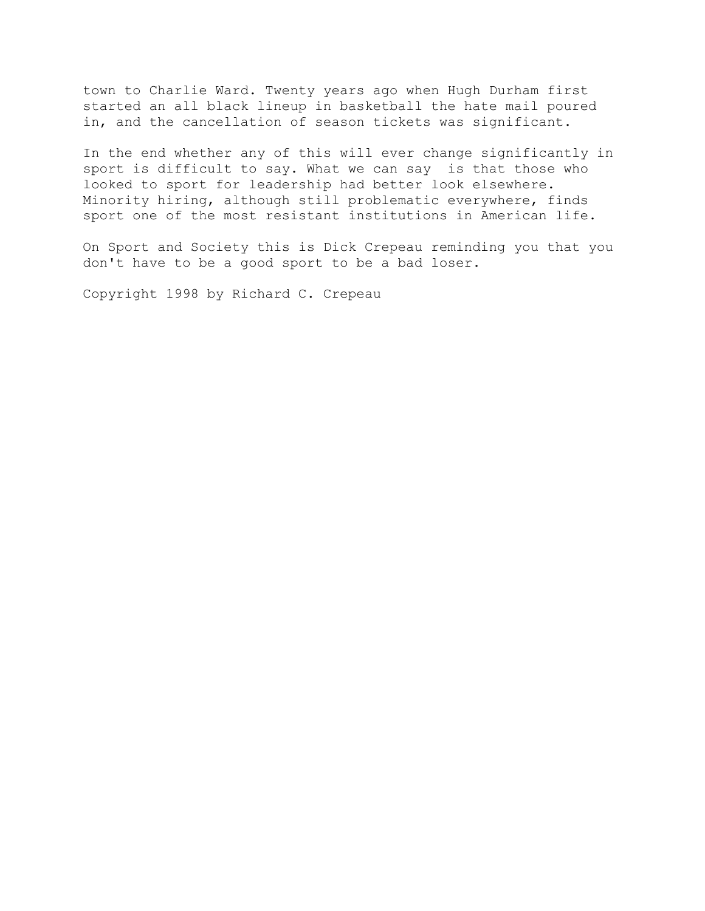town to Charlie Ward. Twenty years ago when Hugh Durham first started an all black lineup in basketball the hate mail poured in, and the cancellation of season tickets was significant.

In the end whether any of this will ever change significantly in sport is difficult to say. What we can say is that those who looked to sport for leadership had better look elsewhere. Minority hiring, although still problematic everywhere, finds sport one of the most resistant institutions in American life.

On Sport and Society this is Dick Crepeau reminding you that you don't have to be a good sport to be a bad loser.

Copyright 1998 by Richard C. Crepeau